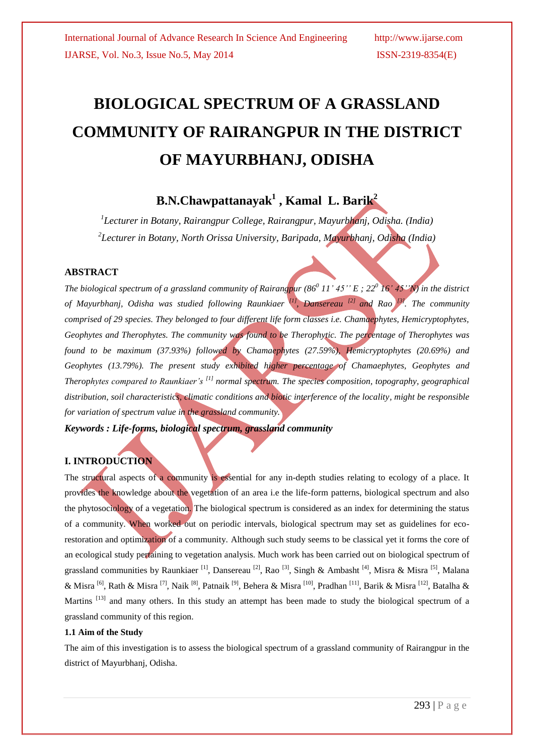# BIOLOGICAL SPECTRUM OF A GRASSLAND COMMUNITY OF RAIRANGPUR IN THE DISTRICT OF MAYURBHANJ, ODISHA

## B.N.Chawpattanayak[1] , Kamal L. Barik[2]

*[1]Lecturer in Botany, Rairangpur College, Rairangpur, Mayurbhanj, Odisha. (India)*
*[2]Lecturer in Botany, North Orissa University, Baripada, Mayurbhanj, Odisha (India)*

### ABSTRACT

*The biological spectrum of a grassland community of Rairangpur ($86^0$ 11' 45'' E ; $22^0$ 16' 45''N) in the district of Mayurbhanj, Odisha was studied following Raunkiaer [1], Dansereau [2] and Rao [3]. The community comprised of 29 species. They belonged to four different life form classes i.e. Chamaephytes, Hemicryptophytes, Geophytes and Therophytes. The community was found to be Therophytic. The percentage of Therophytes was found to be maximum (37.93%) followed by Chamaephytes (27.59%), Hemicryptophytes (20.69%) and Geophytes (13.79%). The present study exhibited higher percentage of Chamaephytes, Geophytes and Therophytes compared to Raunkiaer's [1] normal spectrum. The species composition, topography, geographical distribution, soil characteristics, climatic conditions and biotic interference of the locality, might be responsible for variation of spectrum value in the grassland community.*

***Keywords : Life-forms, biological spectrum, grassland community***

### I. INTRODUCTION

The structural aspects of a community is essential for any in-depth studies relating to ecology of a place. It provides the knowledge about the vegetation of an area i.e the life-form patterns, biological spectrum and also the phytosociology of a vegetation. The biological spectrum is considered as an index for determining the status of a community. When worked out on periodic intervals, biological spectrum may set as guidelines for eco-restoration and optimization of a community. Although such study seems to be classical yet it forms the core of an ecological study pertaining to vegetation analysis. Much work has been carried out on biological spectrum of grassland communities by Raunkiaer [1], Dansereau [2], Rao [3], Singh & Ambasht [4], Misra & Misra [5], Malana & Misra [6], Rath & Misra [7], Naik [8], Patnaik [9], Behera & Misra [10], Pradhan [11], Barik & Misra [12], Batalha & Martins [13] and many others. In this study an attempt has been made to study the biological spectrum of a grassland community of this region.

#### 1.1 Aim of the Study

The aim of this investigation is to assess the biological spectrum of a grassland community of Rairangpur in the district of Mayurbhanj, Odisha.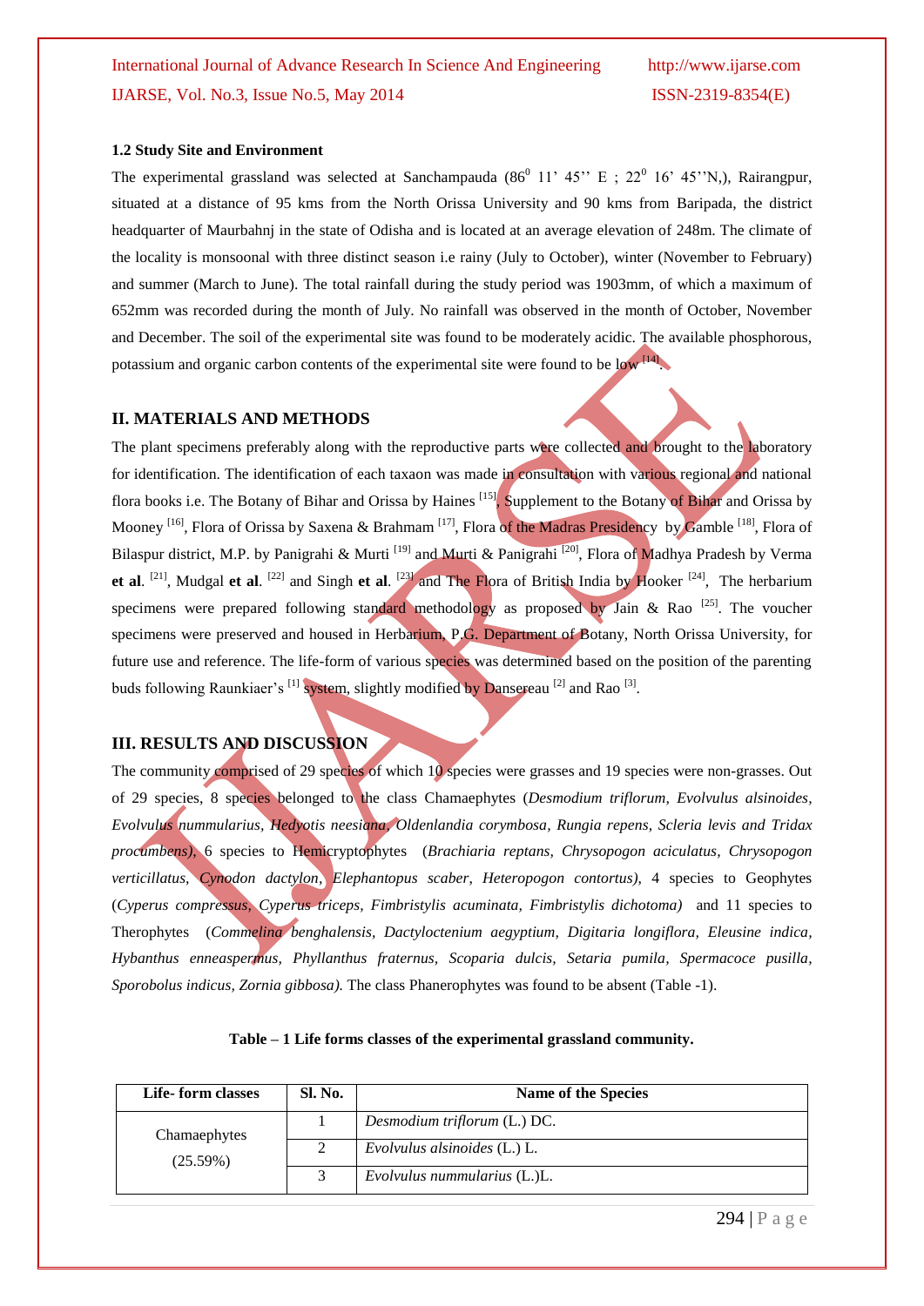### 1.2 Study Site and Environment

The experimental grassland was selected at Sanchampauda ($86^0$ 11' 45'' E ; $22^0$ 16' 45''N,), Rairangpur, situated at a distance of 95 kms from the North Orissa University and 90 kms from Baripada, the district headquarter of Maurbahnj in the state of Odisha and is located at an average elevation of 248m. The climate of the locality is monsoonal with three distinct season i.e rainy (July to October), winter (November to February) and summer (March to June). The total rainfall during the study period was 1903mm, of which a maximum of 652mm was recorded during the month of July. No rainfall was observed in the month of October, November and December. The soil of the experimental site was found to be moderately acidic. The available phosphorous, potassium and organic carbon contents of the experimental site were found to be low [14].

## II. MATERIALS AND METHODS

The plant specimens preferably along with the reproductive parts were collected and brought to the laboratory for identification. The identification of each taxaon was made in consultation with various regional and national flora books i.e. The Botany of Bihar and Orissa by Haines [15], Supplement to the Botany of Bihar and Orissa by Mooney [16], Flora of Orissa by Saxena & Brahmam [17], Flora of the Madras Presidency by Gamble [18], Flora of Bilaspur district, M.P. by Panigrahi & Murti [19] and Murti & Panigrahi [20], Flora of Madhya Pradesh by Verma **et al**. [21], Mudgal **et al**. [22] and Singh **et al**. [23] and The Flora of British India by Hooker [24], The herbarium specimens were prepared following standard methodology as proposed by Jain & Rao [25]. The voucher specimens were preserved and housed in Herbarium, P.G. Department of Botany, North Orissa University, for future use and reference. The life-form of various species was determined based on the position of the parenting buds following Raunkiaer's [1] system, slightly modified by Dansereau [2] and Rao [3].

## III. RESULTS AND DISCUSSION

The community comprised of 29 species of which 10 species were grasses and 19 species were non-grasses. Out of 29 species, 8 species belonged to the class Chamaephytes (*Desmodium triflorum, Evolvulus alsinoides, Evolvulus nummularius, Hedyotis neesiana, Oldenlandia corymbosa, Rungia repens, Scleria levis and Tridax procumbens),* 6 species to Hemicryptophytes (*Brachiaria reptans, Chrysopogon aciculatus, Chrysopogon verticillatus, Cynodon dactylon, Elephantopus scaber, Heteropogon contortus),* 4 species to Geophytes (*Cyperus compressus, Cyperus triceps, Fimbristylis acuminata, Fimbristylis dichotoma)* and 11 species to Therophytes (*Commelina benghalensis, Dactyloctenium aegyptium, Digitaria longiflora, Eleusine indica, Hybanthus enneaspermus, Phyllanthus fraternus, Scoparia dulcis, Setaria pumila, Spermacoce pusilla, Sporobolus indicus, Zornia gibbosa).* The class Phanerophytes was found to be absent (Table -1).

**Table – 1 Life forms classes of the experimental grassland community.**

| Life- form classes | Sl. No. | Name of the Species |
|---|---|---|
| Chamaephytes (25.59%) | 1 | *Desmodium triflorum* (L.) DC. |
| | 2 | *Evolvulus alsinoides* (L.) L. |
| | 3 | *Evolvulus nummularius* (L.)L. |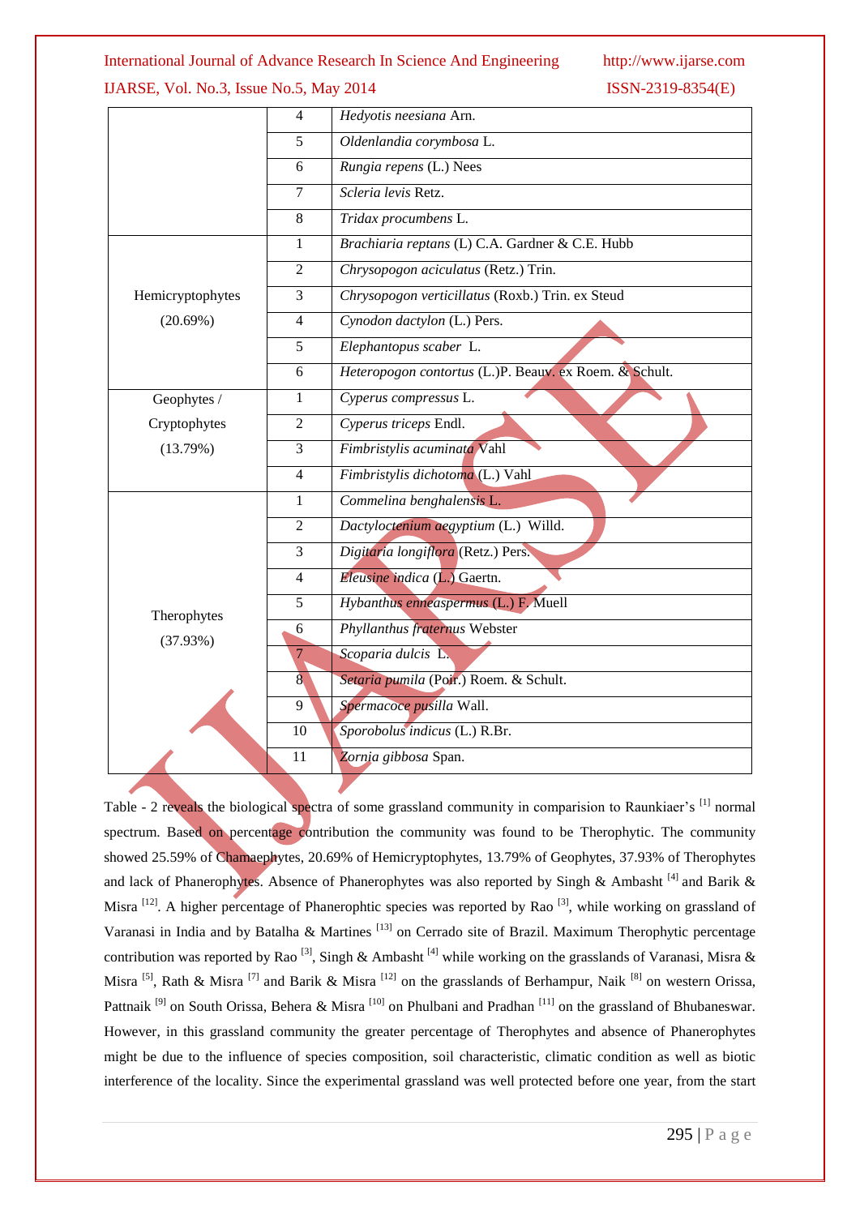|  | 4 | *Hedyotis neesiana* Arn. |
|---|---|---|
|  | 5 | *Oldenlandia corymbosa* L. |
|  | 6 | *Rungia repens* (L.) Nees |
|  | 7 | *Scleria levis* Retz. |
|  | 8 | *Tridax procumbens* L. |
| Hemicryptophytes (20.69%) | 1 | *Brachiaria reptans* (L) C.A. Gardner & C.E. Hubb |
|  | 2 | *Chrysopogon aciculatus* (Retz.) Trin. |
|  | 3 | *Chrysopogon verticillatus* (Roxb.) Trin. ex Steud |
|  | 4 | *Cynodon dactylon* (L.) Pers. |
|  | 5 | *Elephantopus scaber* L. |
|  | 6 | *Heteropogon contortus* (L.)P. Beauv. ex Roem. & Schult. |
| Geophytes / Cryptophytes (13.79%) | 1 | *Cyperus compressus* L. |
|  | 2 | *Cyperus triceps* Endl. |
|  | 3 | *Fimbristylis acuminata* Vahl |
|  | 4 | *Fimbristylis dichotoma* (L.) Vahl |
| Therophytes (37.93%) | 1 | *Commelina benghalensis* L. |
|  | 2 | *Dactyloctenium aegyptium* (L.) Willd. |
|  | 3 | *Digitaria longiflora* (Retz.) Pers. |
|  | 4 | *Eleusine indica* (L.) Gaertn. |
|  | 5 | *Hybanthus enneaspermus* (L.) F. Muell |
|  | 6 | *Phyllanthus fraternus* Webster |
|  | 7 | *Scoparia dulcis* L. |
|  | 8 | *Setaria pumila* (Poir.) Roem. & Schult. |
|  | 9 | *Spermacoce pusilla* Wall. |
|  | 10 | *Sporobolus indicus* (L.) R.Br. |
|  | 11 | *Zornia gibbosa* Span. |

Table - 2 reveals the biological spectra of some grassland community in comparision to Raunkiaer's [1] normal spectrum. Based on percentage contribution the community was found to be Therophytic. The community showed 25.59% of Chamaephytes, 20.69% of Hemicryptophytes, 13.79% of Geophytes, 37.93% of Therophytes and lack of Phanerophytes. Absence of Phanerophytes was also reported by Singh & Ambasht [4] and Barik & Misra [12]. A higher percentage of Phanerophtic species was reported by Rao [3], while working on grassland of Varanasi in India and by Batalha & Martines [13] on Cerrado site of Brazil. Maximum Therophytic percentage contribution was reported by Rao [3], Singh & Ambasht [4] while working on the grasslands of Varanasi, Misra & Misra [5], Rath & Misra [7] and Barik & Misra [12] on the grasslands of Berhampur, Naik [8] on western Orissa, Pattnaik [9] on South Orissa, Behera & Misra [10] on Phulbani and Pradhan [11] on the grassland of Bhubaneswar. However, in this grassland community the greater percentage of Therophytes and absence of Phanerophytes might be due to the influence of species composition, soil characteristic, climatic condition as well as biotic interference of the locality. Since the experimental grassland was well protected before one year, from the start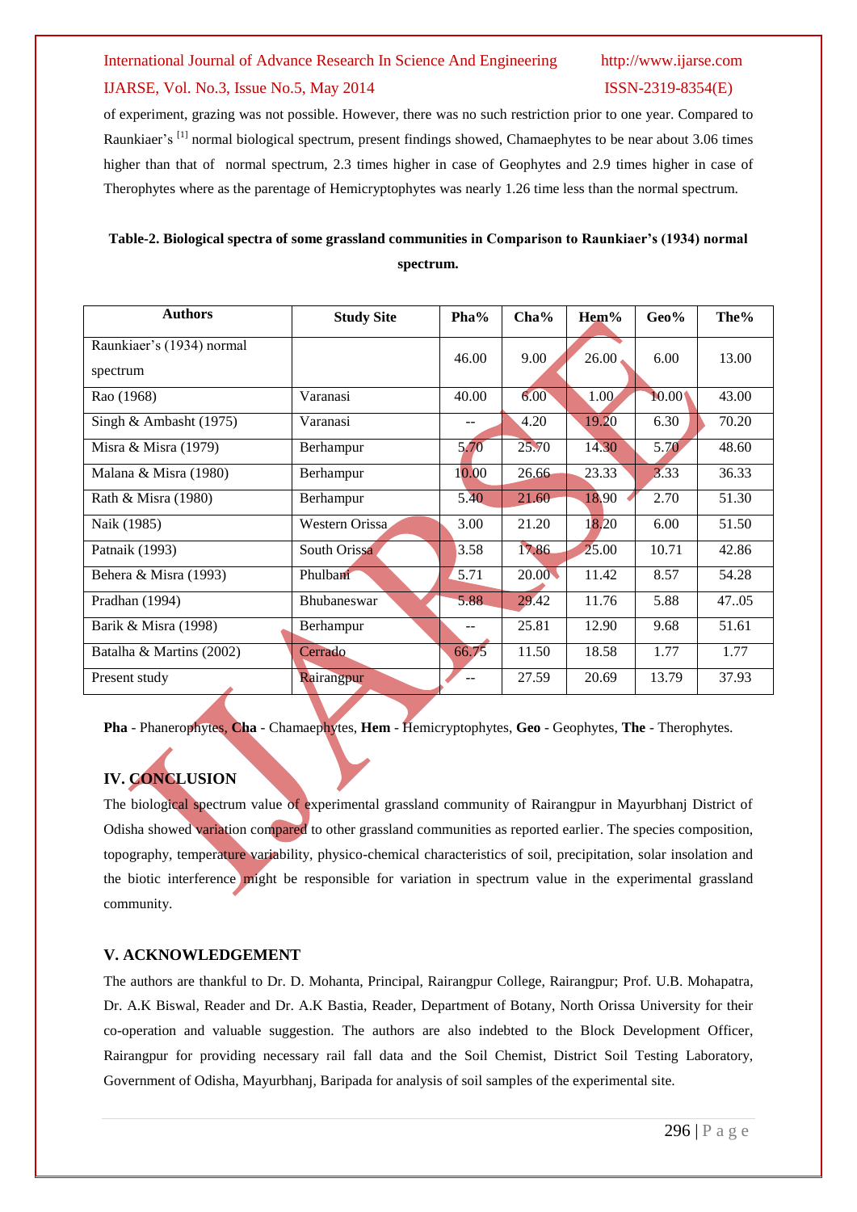of experiment, grazing was not possible. However, there was no such restriction prior to one year. Compared to Raunkiaer's [1] normal biological spectrum, present findings showed, Chamaephytes to be near about 3.06 times higher than that of normal spectrum, 2.3 times higher in case of Geophytes and 2.9 times higher in case of Therophytes where as the parentage of Hemicryptophytes was nearly 1.26 time less than the normal spectrum.

**Table-2. Biological spectra of some grassland communities in Comparison to Raunkiaer's (1934) normal spectrum.**

| Authors | Study Site | Pha% | Cha% | Hem% | Geo% | The% |
|---|---|---|---|---|---|---|
| Raunkiaer's (1934) normal spectrum | | 46.00 | 9.00 | 26.00 | 6.00 | 13.00 |
| Rao (1968) | Varanasi | 40.00 | 6.00 | 1.00 | 10.00 | 43.00 |
| Singh & Ambasht (1975) | Varanasi | -- | 4.20 | 19.20 | 6.30 | 70.20 |
| Misra & Misra (1979) | Berhampur | 5.70 | 25.70 | 14.30 | 5.70 | 48.60 |
| Malana & Misra (1980) | Berhampur | 10.00 | 26.66 | 23.33 | 3.33 | 36.33 |
| Rath & Misra (1980) | Berhampur | 5.40 | 21.60 | 18.90 | 2.70 | 51.30 |
| Naik (1985) | Western Orissa | 3.00 | 21.20 | 18.20 | 6.00 | 51.50 |
| Patnaik (1993) | South Orissa | 3.58 | 17.86 | 25.00 | 10.71 | 42.86 |
| Behera & Misra (1993) | Phulbani | 5.71 | 20.00 | 11.42 | 8.57 | 54.28 |
| Pradhan (1994) | Bhubaneswar | 5.88 | 29.42 | 11.76 | 5.88 | 47..05 |
| Barik & Misra (1998) | Berhampur | -- | 25.81 | 12.90 | 9.68 | 51.61 |
| Batalha & Martins (2002) | Cerrado | 66.75 | 11.50 | 18.58 | 1.77 | 1.77 |
| Present study | Rairangpur | -- | 27.59 | 20.69 | 13.79 | 37.93 |

**Pha** - Phanerophytes, **Cha** - Chamaephytes, **Hem** - Hemicryptophytes, **Geo** - Geophytes, **The** - Therophytes.

## IV. CONCLUSION

The biological spectrum value of experimental grassland community of Rairangpur in Mayurbhanj District of Odisha showed variation compared to other grassland communities as reported earlier. The species composition, topography, temperature variability, physico-chemical characteristics of soil, precipitation, solar insolation and the biotic interference might be responsible for variation in spectrum value in the experimental grassland community.

## V. ACKNOWLEDGEMENT

The authors are thankful to Dr. D. Mohanta, Principal, Rairangpur College, Rairangpur; Prof. U.B. Mohapatra, Dr. A.K Biswal, Reader and Dr. A.K Bastia, Reader, Department of Botany, North Orissa University for their co-operation and valuable suggestion. The authors are also indebted to the Block Development Officer, Rairangpur for providing necessary rail fall data and the Soil Chemist, District Soil Testing Laboratory, Government of Odisha, Mayurbhanj, Baripada for analysis of soil samples of the experimental site.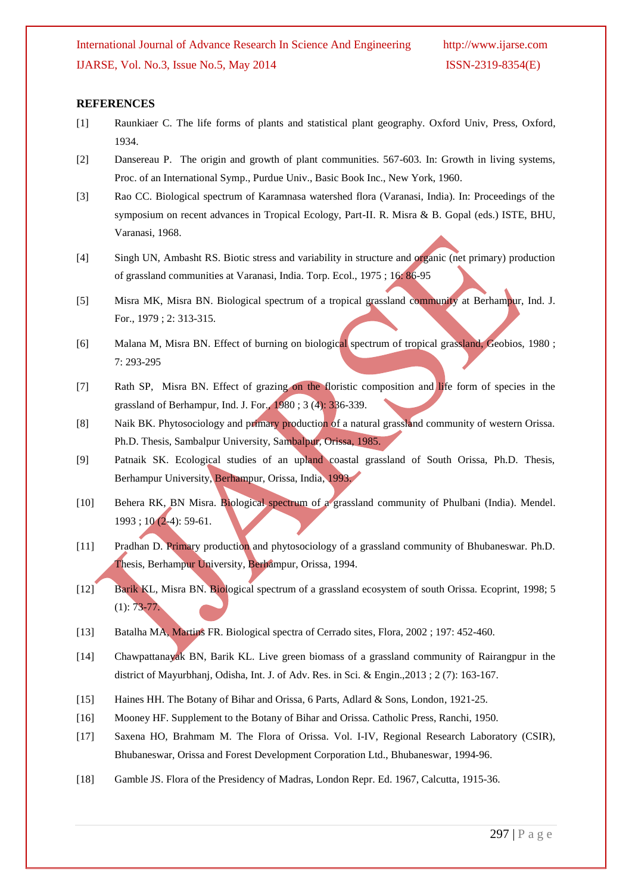## REFERENCES

[1] Raunkiaer C. The life forms of plants and statistical plant geography. Oxford Univ, Press, Oxford, 1934.

[2] Dansereau P. The origin and growth of plant communities. 567-603. In: Growth in living systems, Proc. of an International Symp., Purdue Univ., Basic Book Inc., New York, 1960.

[3] Rao CC. Biological spectrum of Karamnasa watershed flora (Varanasi, India). In: Proceedings of the symposium on recent advances in Tropical Ecology, Part-II. R. Misra & B. Gopal (eds.) ISTE, BHU, Varanasi, 1968.

[4] Singh UN, Ambasht RS. Biotic stress and variability in structure and organic (net primary) production of grassland communities at Varanasi, India. Torp. Ecol., 1975 ; 16: 86-95

[5] Misra MK, Misra BN. Biological spectrum of a tropical grassland community at Berhampur, Ind. J. For., 1979 ; 2: 313-315.

[6] Malana M, Misra BN. Effect of burning on biological spectrum of tropical grassland, Geobios, 1980 ; 7: 293-295

[7] Rath SP, Misra BN. Effect of grazing on the floristic composition and life form of species in the grassland of Berhampur, Ind. J. For., 1980 ; 3 (4): 336-339.

[8] Naik BK. Phytosociology and primary production of a natural grassland community of western Orissa. Ph.D. Thesis, Sambalpur University, Sambalpur, Orissa, 1985.

[9] Patnaik SK. Ecological studies of an upland coastal grassland of South Orissa, Ph.D. Thesis, Berhampur University, Berhampur, Orissa, India, 1993.

[10] Behera RK, BN Misra. Biological spectrum of a grassland community of Phulbani (India). Mendel. 1993 ; 10 (2-4): 59-61.

[11] Pradhan D. Primary production and phytosociology of a grassland community of Bhubaneswar. Ph.D. Thesis, Berhampur University, Berhampur, Orissa, 1994.

[12] Barik KL, Misra BN. Biological spectrum of a grassland ecosystem of south Orissa. Ecoprint, 1998; 5 (1): 73-77.

[13] Batalha MA, Martins FR. Biological spectra of Cerrado sites, Flora, 2002 ; 197: 452-460.

[14] Chawpattanayak BN, Barik KL. Live green biomass of a grassland community of Rairangpur in the district of Mayurbhanj, Odisha, Int. J. of Adv. Res. in Sci. & Engin.,2013 ; 2 (7): 163-167.

[15] Haines HH. The Botany of Bihar and Orissa, 6 Parts, Adlard & Sons, London, 1921-25.

[16] Mooney HF. Supplement to the Botany of Bihar and Orissa. Catholic Press, Ranchi, 1950.

[17] Saxena HO, Brahmam M. The Flora of Orissa. Vol. I-IV, Regional Research Laboratory (CSIR), Bhubaneswar, Orissa and Forest Development Corporation Ltd., Bhubaneswar, 1994-96.

[18] Gamble JS. Flora of the Presidency of Madras, London Repr. Ed. 1967, Calcutta, 1915-36.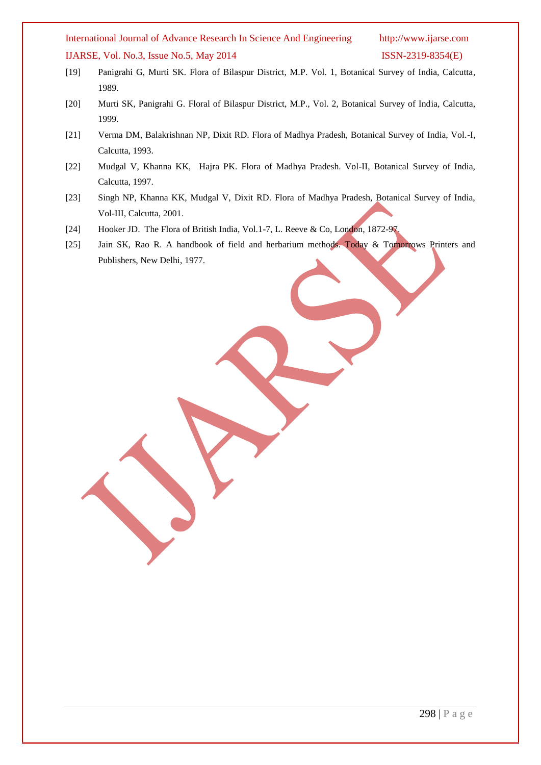[19] Panigrahi G, Murti SK. Flora of Bilaspur District, M.P. Vol. 1, Botanical Survey of India, Calcutta, 1989.

[20] Murti SK, Panigrahi G. Floral of Bilaspur District, M.P., Vol. 2, Botanical Survey of India, Calcutta, 1999.

[21] Verma DM, Balakrishnan NP, Dixit RD. Flora of Madhya Pradesh, Botanical Survey of India, Vol.-I, Calcutta, 1993.

[22] Mudgal V, Khanna KK, Hajra PK. Flora of Madhya Pradesh. Vol-II, Botanical Survey of India, Calcutta, 1997.

[23] Singh NP, Khanna KK, Mudgal V, Dixit RD. Flora of Madhya Pradesh, Botanical Survey of India, Vol-III, Calcutta, 2001.

[24] Hooker JD. The Flora of British India, Vol.1-7, L. Reeve & Co, London, 1872-97.

[25] Jain SK, Rao R. A handbook of field and herbarium methods. Today & Tomorrows Printers and Publishers, New Delhi, 1977.